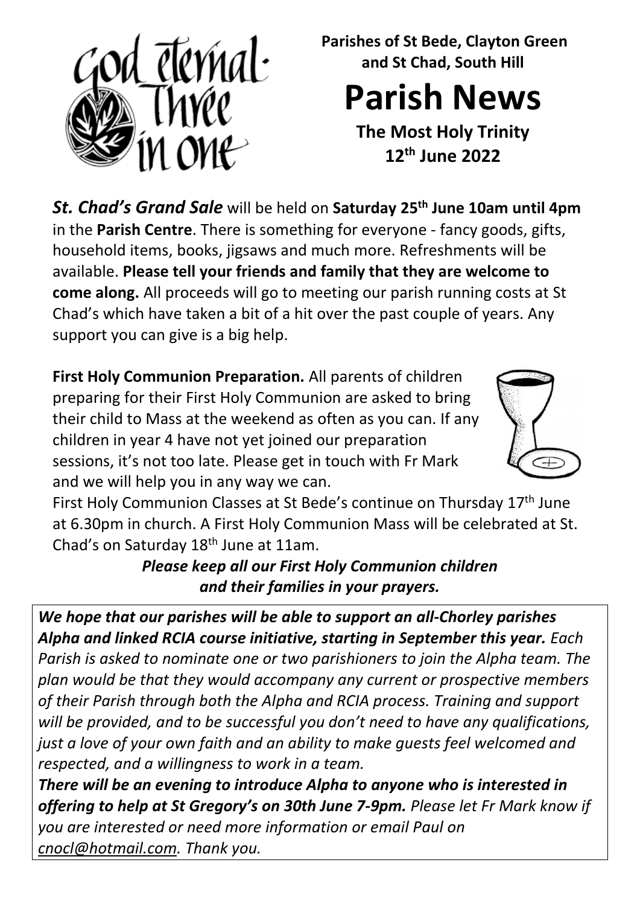God eternal · Three in one

**Parishes of St Bede, Clayton Green and St Chad, South Hill**

# Parish News

**The Most Holy Trinity**
**12th June 2022**

***St. Chad's Grand Sale*** will be held on **Saturday 25th June 10am until 4pm** in the **Parish Centre**. There is something for everyone - fancy goods, gifts, household items, books, jigsaws and much more. Refreshments will be available. **Please tell your friends and family that they are welcome to come along.** All proceeds will go to meeting our parish running costs at St Chad's which have taken a bit of a hit over the past couple of years. Any support you can give is a big help.

**First Holy Communion Preparation.** All parents of children preparing for their First Holy Communion are asked to bring their child to Mass at the weekend as often as you can. If any children in year 4 have not yet joined our preparation sessions, it's not too late. Please get in touch with Fr Mark and we will help you in any way we can.

First Holy Communion Classes at St Bede's continue on Thursday 17th June at 6.30pm in church. A First Holy Communion Mass will be celebrated at St. Chad's on Saturday 18th June at 11am.

***Please keep all our First Holy Communion children and their families in your prayers.***

***We hope that our parishes will be able to support an all-Chorley parishes Alpha and linked RCIA course initiative, starting in September this year.*** *Each Parish is asked to nominate one or two parishioners to join the Alpha team. The plan would be that they would accompany any current or prospective members of their Parish through both the Alpha and RCIA process. Training and support will be provided, and to be successful you don't need to have any qualifications, just a love of your own faith and an ability to make guests feel welcomed and respected, and a willingness to work in a team.*

***There will be an evening to introduce Alpha to anyone who is interested in offering to help at St Gregory's on 30th June 7-9pm.*** *Please let Fr Mark know if you are interested or need more information or email Paul on cnocl@hotmail.com. Thank you.*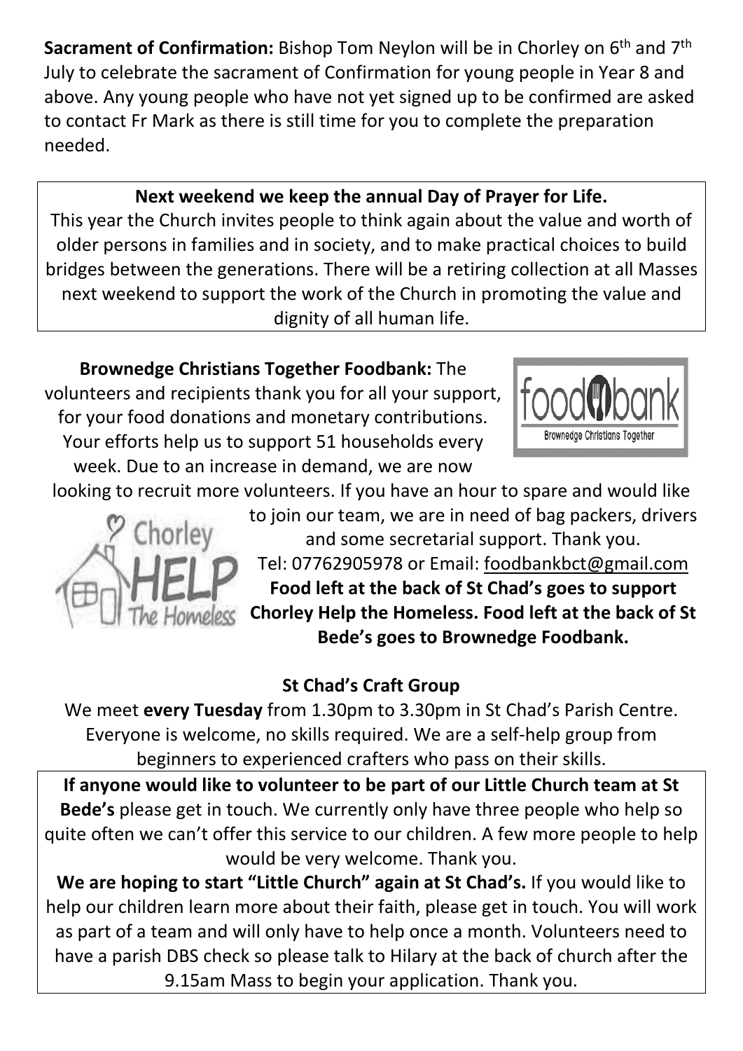**Sacrament of Confirmation:** Bishop Tom Neylon will be in Chorley on 6th and 7th July to celebrate the sacrament of Confirmation for young people in Year 8 and above. Any young people who have not yet signed up to be confirmed are asked to contact Fr Mark as there is still time for you to complete the preparation needed.

**Next weekend we keep the annual Day of Prayer for Life.**

This year the Church invites people to think again about the value and worth of older persons in families and in society, and to make practical choices to build bridges between the generations. There will be a retiring collection at all Masses next weekend to support the work of the Church in promoting the value and dignity of all human life.

**Brownedge Christians Together Foodbank:** The volunteers and recipients thank you for all your support, for your food donations and monetary contributions. Your efforts help us to support 51 households every week. Due to an increase in demand, we are now looking to recruit more volunteers. If you have an hour to spare and would like to join our team, we are in need of bag packers, drivers and some secretarial support. Thank you.

Tel: 07762905978 or Email: foodbankbct@gmail.com

**Food left at the back of St Chad's goes to support Chorley Help the Homeless. Food left at the back of St Bede's goes to Brownedge Foodbank.**

**St Chad's Craft Group**

We meet **every Tuesday** from 1.30pm to 3.30pm in St Chad's Parish Centre. Everyone is welcome, no skills required. We are a self-help group from beginners to experienced crafters who pass on their skills.

**If anyone would like to volunteer to be part of our Little Church team at St Bede's** please get in touch. We currently only have three people who help so quite often we can't offer this service to our children. A few more people to help would be very welcome. Thank you.

**We are hoping to start "Little Church" again at St Chad's.** If you would like to help our children learn more about their faith, please get in touch. You will work as part of a team and will only have to help once a month. Volunteers need to have a parish DBS check so please talk to Hilary at the back of church after the 9.15am Mass to begin your application. Thank you.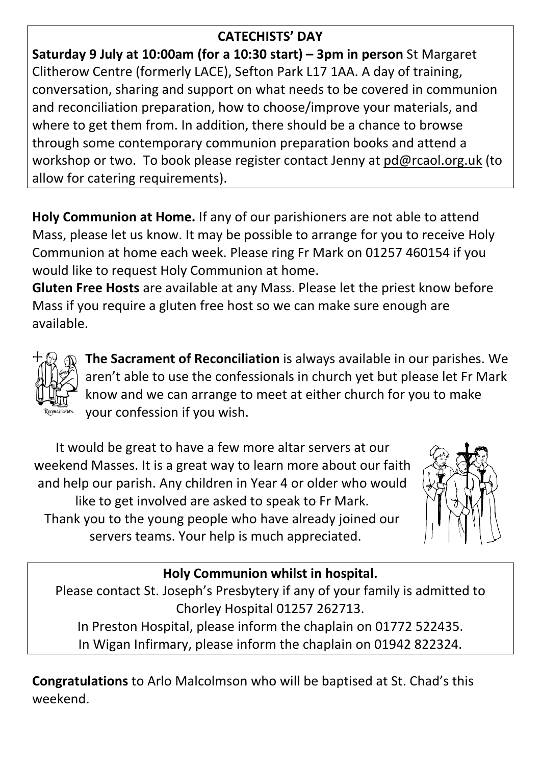## CATECHISTS' DAY

**Saturday 9 July at 10:00am (for a 10:30 start) – 3pm in person** St Margaret Clitherow Centre (formerly LACE), Sefton Park L17 1AA. A day of training, conversation, sharing and support on what needs to be covered in communion and reconciliation preparation, how to choose/improve your materials, and where to get them from. In addition, there should be a chance to browse through some contemporary communion preparation books and attend a workshop or two. To book please register contact Jenny at pd@rcaol.org.uk (to allow for catering requirements).

**Holy Communion at Home.** If any of our parishioners are not able to attend Mass, please let us know. It may be possible to arrange for you to receive Holy Communion at home each week. Please ring Fr Mark on 01257 460154 if you would like to request Holy Communion at home.

**Gluten Free Hosts** are available at any Mass. Please let the priest know before Mass if you require a gluten free host so we can make sure enough are available.

**The Sacrament of Reconciliation** is always available in our parishes. We aren't able to use the confessionals in church yet but please let Fr Mark know and we can arrange to meet at either church for you to make your confession if you wish.

It would be great to have a few more altar servers at our weekend Masses. It is a great way to learn more about our faith and help our parish. Any children in Year 4 or older who would like to get involved are asked to speak to Fr Mark. Thank you to the young people who have already joined our servers teams. Your help is much appreciated.

**Holy Communion whilst in hospital.**

Please contact St. Joseph's Presbytery if any of your family is admitted to Chorley Hospital 01257 262713.

In Preston Hospital, please inform the chaplain on 01772 522435.

In Wigan Infirmary, please inform the chaplain on 01942 822324.

**Congratulations** to Arlo Malcolmson who will be baptised at St. Chad's this weekend.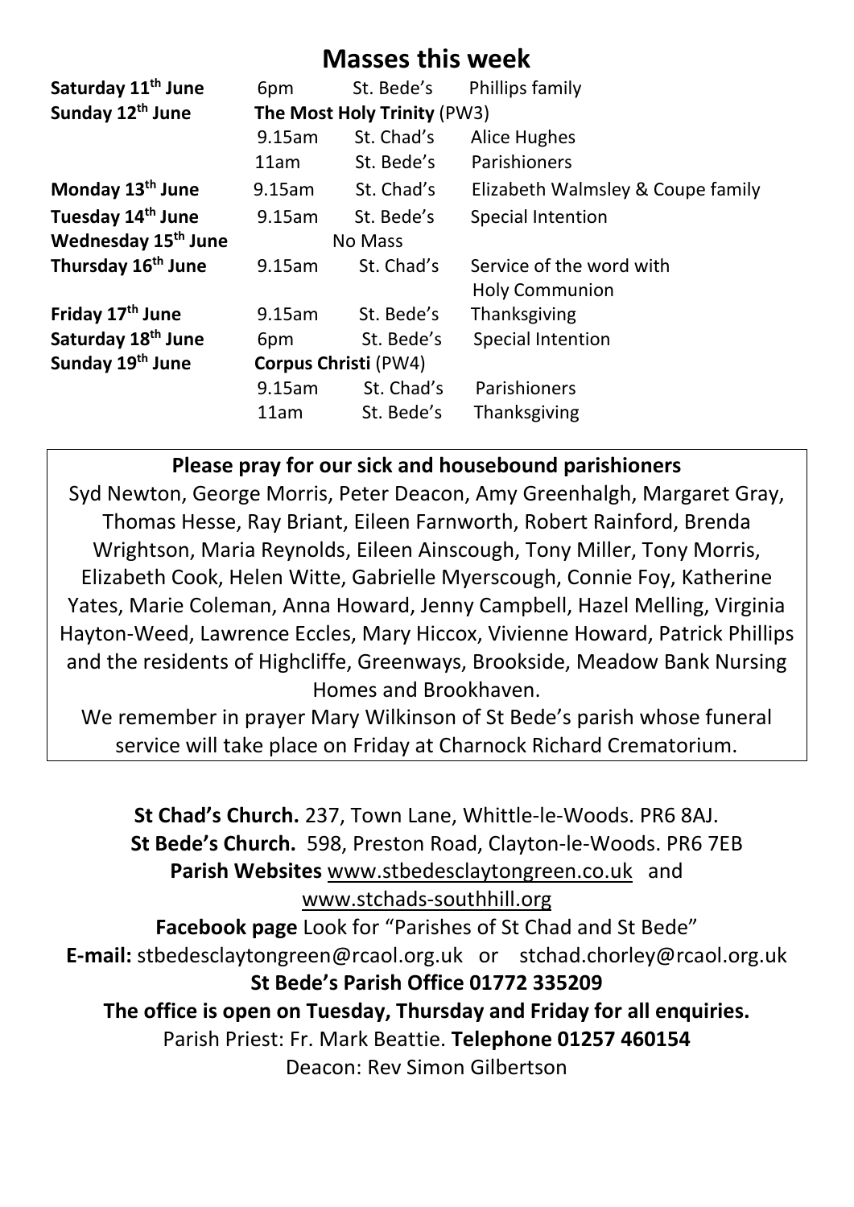## Masses this week

| | | | |
|---|---|---|---|
| **Saturday 11th June** | 6pm | St. Bede's | Phillips family |
| **Sunday 12th June** | **The Most Holy Trinity** (PW3) | | |
| | 9.15am | St. Chad's | Alice Hughes |
| | 11am | St. Bede's | Parishioners |
| **Monday 13th June** | 9.15am | St. Chad's | Elizabeth Walmsley & Coupe family |
| **Tuesday 14th June** | 9.15am | St. Bede's | Special Intention |
| **Wednesday 15th June** | No Mass | | |
| **Thursday 16th June** | 9.15am | St. Chad's | Service of the word with Holy Communion |
| **Friday 17th June** | 9.15am | St. Bede's | Thanksgiving |
| **Saturday 18th June** | 6pm | St. Bede's | Special Intention |
| **Sunday 19th June** | **Corpus Christi** (PW4) | | |
| | 9.15am | St. Chad's | Parishioners |
| | 11am | St. Bede's | Thanksgiving |

**Please pray for our sick and housebound parishioners**

Syd Newton, George Morris, Peter Deacon, Amy Greenhalgh, Margaret Gray, Thomas Hesse, Ray Briant, Eileen Farnworth, Robert Rainford, Brenda Wrightson, Maria Reynolds, Eileen Ainscough, Tony Miller, Tony Morris, Elizabeth Cook, Helen Witte, Gabrielle Myerscough, Connie Foy, Katherine Yates, Marie Coleman, Anna Howard, Jenny Campbell, Hazel Melling, Virginia Hayton-Weed, Lawrence Eccles, Mary Hiccox, Vivienne Howard, Patrick Phillips and the residents of Highcliffe, Greenways, Brookside, Meadow Bank Nursing Homes and Brookhaven.

We remember in prayer Mary Wilkinson of St Bede's parish whose funeral service will take place on Friday at Charnock Richard Crematorium.

**St Chad's Church.** 237, Town Lane, Whittle-le-Woods. PR6 8AJ.

**St Bede's Church.** 598, Preston Road, Clayton-le-Woods. PR6 7EB

**Parish Websites** www.stbedesclaytongreen.co.uk and www.stchads-southhill.org

**Facebook page** Look for "Parishes of St Chad and St Bede"

**E-mail:** stbedesclaytongreen@rcaol.org.uk or stchad.chorley@rcaol.org.uk

**St Bede's Parish Office 01772 335209**

**The office is open on Tuesday, Thursday and Friday for all enquiries.**

Parish Priest: Fr. Mark Beattie. **Telephone 01257 460154**

Deacon: Rev Simon Gilbertson